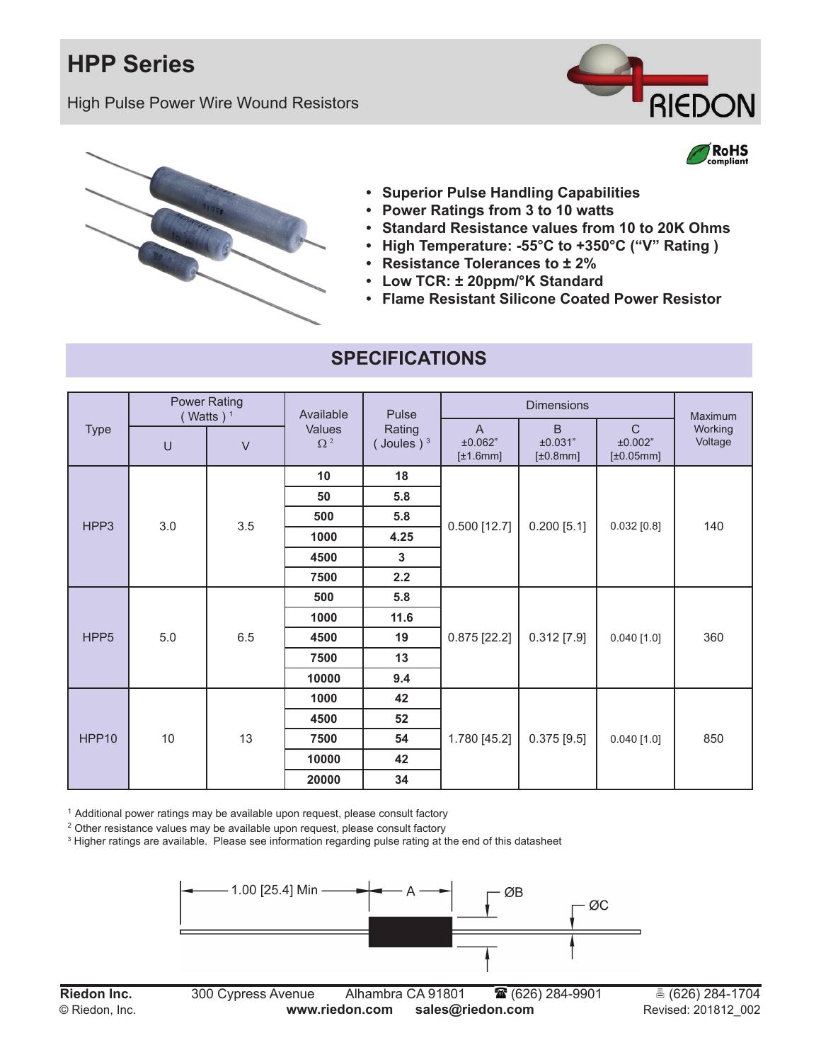# HPP Series

High Pulse Power Wire Wound Resistors

RIEDON

RoHS compliant

- **Superior Pulse Handling Capabilities**
- **Power Ratings from 3 to 10 watts**
- **Standard Resistance values from 10 to 20K Ohms**
- **High Temperature: -55°C to +350°C ("V" Rating )**
- **Resistance Tolerances to ± 2%**
- **Low TCR: ± 20ppm/°K Standard**
- **Flame Resistant Silicone Coated Power Resistor**

## SPECIFICATIONS

| Type | Power Rating ( Watts ) [1] | | Available Values Ω [2] | Pulse Rating ( Joules ) [3] | Dimensions | | | Maximum Working Voltage |
|---|---|---|---|---|---|---|---|---|
| | U | V | | | A ±0.062" [±1.6mm] | B ±0.031" [±0.8mm] | C ±0.002" [±0.05mm] | |
| HPP3 | 3.0 | 3.5 | **10** | **18** | 0.500 [12.7] | 0.200 [5.1] | 0.032 [0.8] | 140 |
| | | | **50** | **5.8** | | | | |
| | | | **500** | **5.8** | | | | |
| | | | **1000** | **4.25** | | | | |
| | | | **4500** | **3** | | | | |
| | | | **7500** | **2.2** | | | | |
| HPP5 | 5.0 | 6.5 | **500** | **5.8** | 0.875 [22.2] | 0.312 [7.9] | 0.040 [1.0] | 360 |
| | | | **1000** | **11.6** | | | | |
| | | | **4500** | **19** | | | | |
| | | | **7500** | **13** | | | | |
| | | | **10000** | **9.4** | | | | |
| HPP10 | 10 | 13 | **1000** | **42** | 1.780 [45.2] | 0.375 [9.5] | 0.040 [1.0] | 850 |
| | | | **4500** | **52** | | | | |
| | | | **7500** | **54** | | | | |
| | | | **10000** | **42** | | | | |
| | | | **20000** | **34** | | | | |

[1] Additional power ratings may be available upon request, please consult factory

[2] Other resistance values may be available upon request, please consult factory

[3] Higher ratings are available. Please see information regarding pulse rating at the end of this datasheet

1.00 [25.4] Min — A — ØB — ØC

**Riedon Inc.** 300 Cypress Avenue Alhambra CA 91801 ☎ (626) 284-9901 (626) 284-1704

© Riedon, Inc. **www.riedon.com** **sales@riedon.com** Revised: 201812_002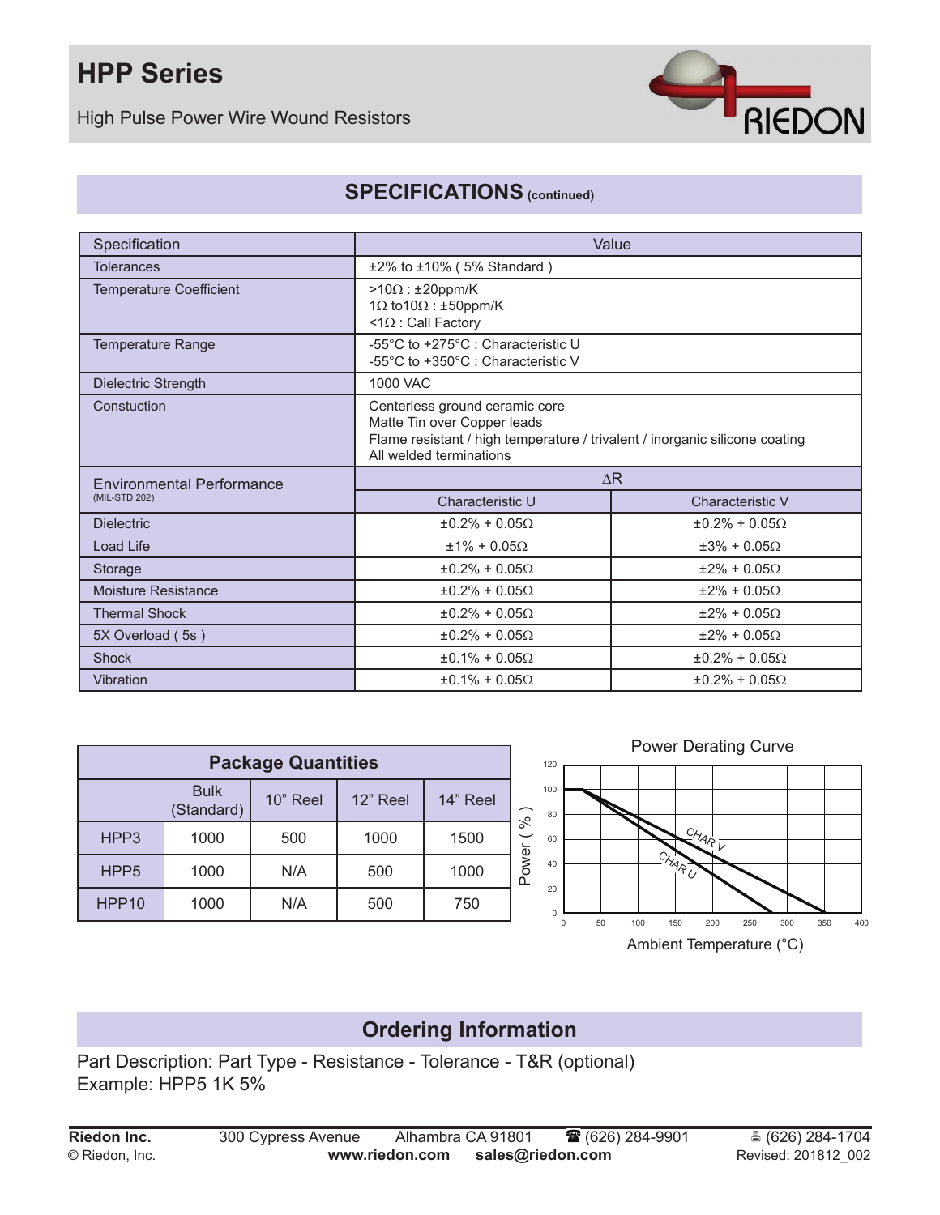# HPP Series

High Pulse Power Wire Wound Resistors

## SPECIFICATIONS (continued)

| Specification | Value | |
|---|---|---|
| Tolerances | ±2% to ±10% ( 5% Standard ) | |
| Temperature Coefficient | >10Ω : ±20ppm/K<br>1Ω to10Ω : ±50ppm/K<br><1Ω : Call Factory | |
| Temperature Range | -55°C to +275°C : Characteristic U<br>-55°C to +350°C : Characteristic V | |
| Dielectric Strength | 1000 VAC | |
| Constuction | Centerless ground ceramic core<br>Matte Tin over Copper leads<br>Flame resistant / high temperature / trivalent / inorganic silicone coating<br>All welded terminations | |
| Environmental Performance (MIL-STD 202) | ΔR | |
| | Characteristic U | Characteristic V |
| Dielectric | ±0.2% + 0.05Ω | ±0.2% + 0.05Ω |
| Load Life | ±1% + 0.05Ω | ±3% + 0.05Ω |
| Storage | ±0.2% + 0.05Ω | ±2% + 0.05Ω |
| Moisture Resistance | ±0.2% + 0.05Ω | ±2% + 0.05Ω |
| Thermal Shock | ±0.2% + 0.05Ω | ±2% + 0.05Ω |
| 5X Overload ( 5s ) | ±0.2% + 0.05Ω | ±2% + 0.05Ω |
| Shock | ±0.1% + 0.05Ω | ±0.2% + 0.05Ω |
| Vibration | ±0.1% + 0.05Ω | ±0.2% + 0.05Ω |

### Package Quantities

| | Bulk (Standard) | 10" Reel | 12" Reel | 14" Reel |
|---|---|---|---|---|
| HPP3 | 1000 | 500 | 1000 | 1500 |
| HPP5 | 1000 | N/A | 500 | 1000 |
| HPP10 | 1000 | N/A | 500 | 750 |

### Power Derating Curve

Power ( % ) vs. Ambient Temperature (°C) — curves: CHAR U, CHAR V

## Ordering Information

Part Description: Part Type - Resistance - Tolerance - T&R (optional)
Example: HPP5 1K 5%

**Riedon Inc.** 300 Cypress Avenue Alhambra CA 91801 ☎ (626) 284-9901 (626) 284-1704
© Riedon, Inc. **www.riedon.com** **sales@riedon.com** Revised: 201812_002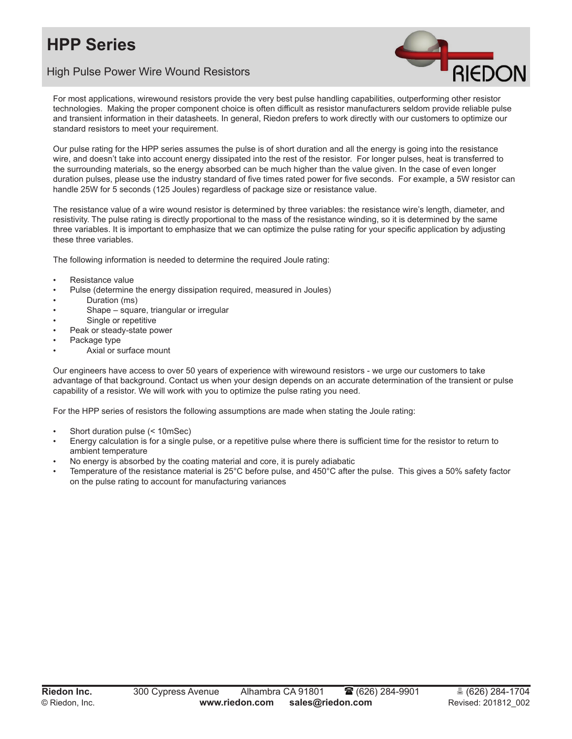# HPP Series

## High Pulse Power Wire Wound Resistors

For most applications, wirewound resistors provide the very best pulse handling capabilities, outperforming other resistor technologies. Making the proper component choice is often difficult as resistor manufacturers seldom provide reliable pulse and transient information in their datasheets. In general, Riedon prefers to work directly with our customers to optimize our standard resistors to meet your requirement.

Our pulse rating for the HPP series assumes the pulse is of short duration and all the energy is going into the resistance wire, and doesn't take into account energy dissipated into the rest of the resistor. For longer pulses, heat is transferred to the surrounding materials, so the energy absorbed can be much higher than the value given. In the case of even longer duration pulses, please use the industry standard of five times rated power for five seconds. For example, a 5W resistor can handle 25W for 5 seconds (125 Joules) regardless of package size or resistance value.

The resistance value of a wire wound resistor is determined by three variables: the resistance wire's length, diameter, and resistivity. The pulse rating is directly proportional to the mass of the resistance winding, so it is determined by the same three variables. It is important to emphasize that we can optimize the pulse rating for your specific application by adjusting these three variables.

The following information is needed to determine the required Joule rating:

- Resistance value
- Pulse (determine the energy dissipation required, measured in Joules)
  - Duration (ms)
  - Shape – square, triangular or irregular
  - Single or repetitive
- Peak or steady-state power
- Package type
  - Axial or surface mount

Our engineers have access to over 50 years of experience with wirewound resistors - we urge our customers to take advantage of that background. Contact us when your design depends on an accurate determination of the transient or pulse capability of a resistor. We will work with you to optimize the pulse rating you need.

For the HPP series of resistors the following assumptions are made when stating the Joule rating:

- Short duration pulse (< 10mSec)
- Energy calculation is for a single pulse, or a repetitive pulse where there is sufficient time for the resistor to return to ambient temperature
- No energy is absorbed by the coating material and core, it is purely adiabatic
- Temperature of the resistance material is 25°C before pulse, and 450°C after the pulse. This gives a 50% safety factor on the pulse rating to account for manufacturing variances